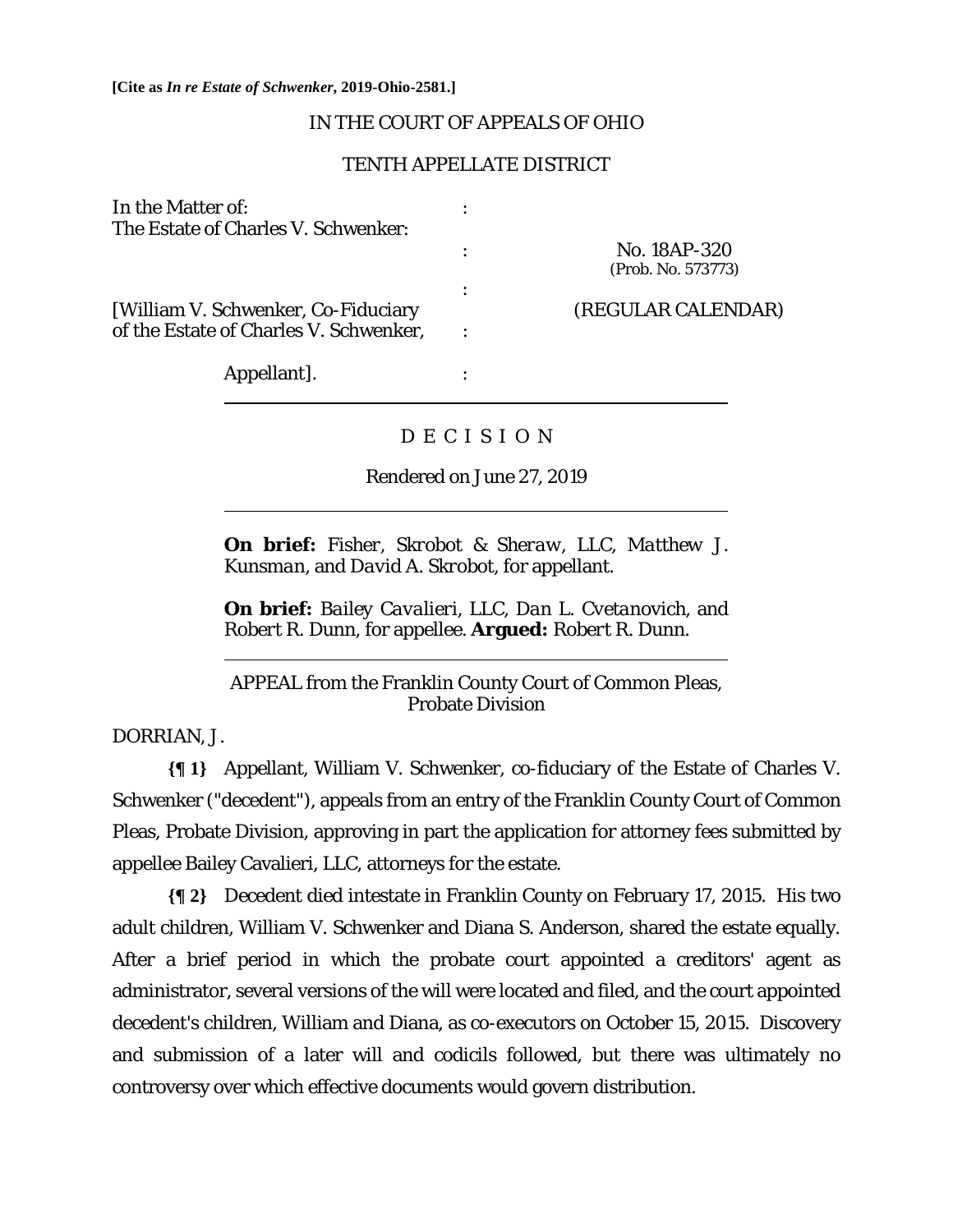**[Cite as *In re Estate of Schwenker*, 2019-Ohio-2581.]**

IN THE COURT OF APPEALS OF OHIO

TENTH APPELLATE DISTRICT

| | | |
|---|---|---|
| In the Matter of: The Estate of Charles V. Schwenker: | : | |
| | : | No. 18AP-320 (Prob. No. 573773) |
| | : | |
| [William V. Schwenker, Co-Fiduciary of the Estate of Charles V. Schwenker, | : | (REGULAR CALENDAR) |
| Appellant]. | : | |

D E C I S I O N

Rendered on June 27, 2019

**On brief:** *Fisher, Skrobot & Sheraw, LLC, Matthew J. Kunsman*, and *David A. Skrobot*, for appellant.

**On brief:** *Bailey Cavalieri, LLC, Dan L. Cvetanovich*, and *Robert R. Dunn*, for appellee. **Argued:** *Robert R. Dunn*.

APPEAL from the Franklin County Court of Common Pleas, Probate Division

DORRIAN, J.

**{¶ 1}** Appellant, William V. Schwenker, co-fiduciary of the Estate of Charles V. Schwenker ("decedent"), appeals from an entry of the Franklin County Court of Common Pleas, Probate Division, approving in part the application for attorney fees submitted by appellee Bailey Cavalieri, LLC, attorneys for the estate.

**{¶ 2}** Decedent died intestate in Franklin County on February 17, 2015. His two adult children, William V. Schwenker and Diana S. Anderson, shared the estate equally. After a brief period in which the probate court appointed a creditors' agent as administrator, several versions of the will were located and filed, and the court appointed decedent's children, William and Diana, as co-executors on October 15, 2015. Discovery and submission of a later will and codicils followed, but there was ultimately no controversy over which effective documents would govern distribution.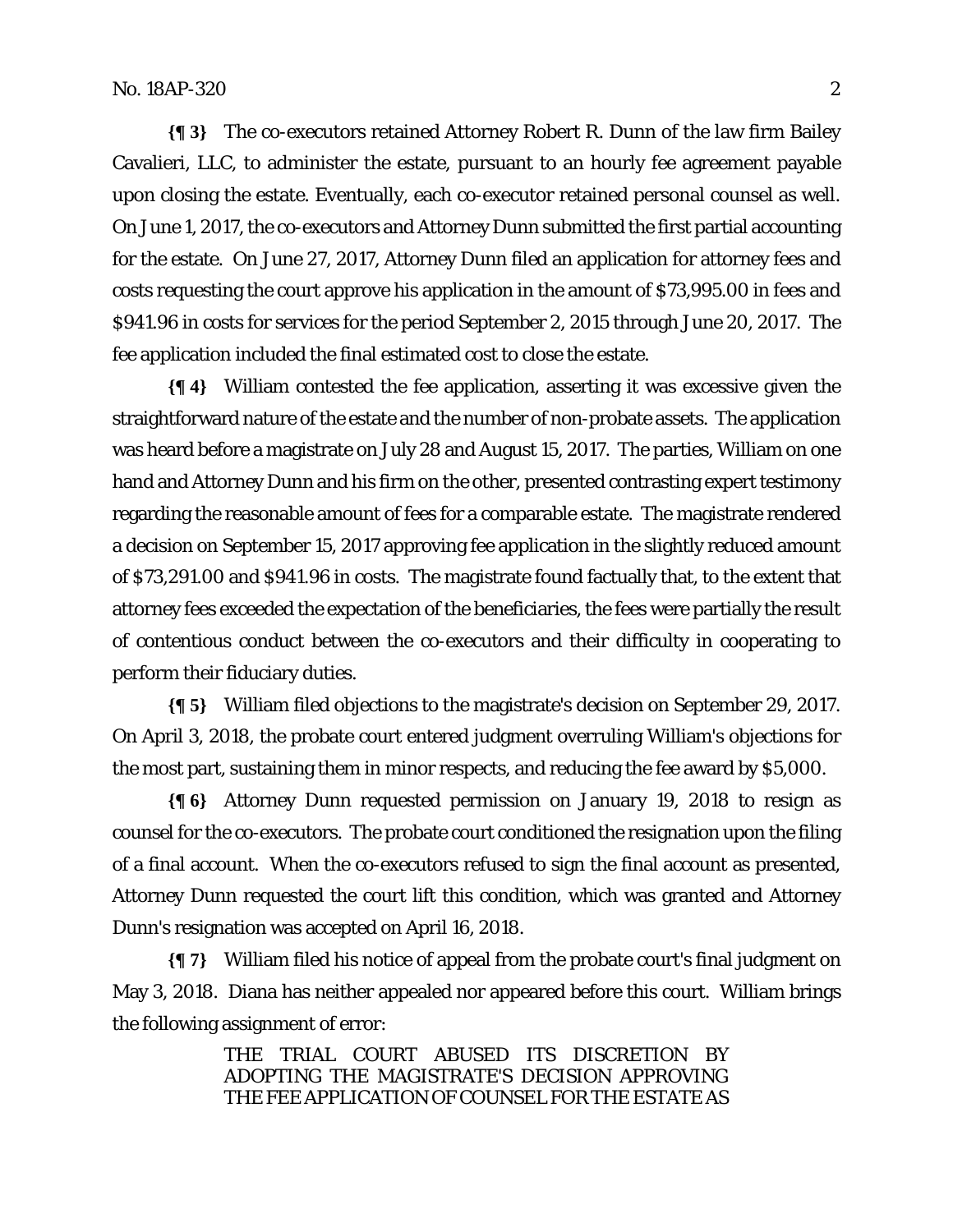**{¶ 3}** The co-executors retained Attorney Robert R. Dunn of the law firm Bailey Cavalieri, LLC, to administer the estate, pursuant to an hourly fee agreement payable upon closing the estate. Eventually, each co-executor retained personal counsel as well. On June 1, 2017, the co-executors and Attorney Dunn submitted the first partial accounting for the estate. On June 27, 2017, Attorney Dunn filed an application for attorney fees and costs requesting the court approve his application in the amount of $73,995.00 in fees and $941.96 in costs for services for the period September 2, 2015 through June 20, 2017. The fee application included the final estimated cost to close the estate.

**{¶ 4}** William contested the fee application, asserting it was excessive given the straightforward nature of the estate and the number of non-probate assets. The application was heard before a magistrate on July 28 and August 15, 2017. The parties, William on one hand and Attorney Dunn and his firm on the other, presented contrasting expert testimony regarding the reasonable amount of fees for a comparable estate. The magistrate rendered a decision on September 15, 2017 approving fee application in the slightly reduced amount of $73,291.00 and $941.96 in costs. The magistrate found factually that, to the extent that attorney fees exceeded the expectation of the beneficiaries, the fees were partially the result of contentious conduct between the co-executors and their difficulty in cooperating to perform their fiduciary duties.

**{¶ 5}** William filed objections to the magistrate's decision on September 29, 2017. On April 3, 2018, the probate court entered judgment overruling William's objections for the most part, sustaining them in minor respects, and reducing the fee award by $5,000.

**{¶ 6}** Attorney Dunn requested permission on January 19, 2018 to resign as counsel for the co-executors. The probate court conditioned the resignation upon the filing of a final account. When the co-executors refused to sign the final account as presented, Attorney Dunn requested the court lift this condition, which was granted and Attorney Dunn's resignation was accepted on April 16, 2018.

**{¶ 7}** William filed his notice of appeal from the probate court's final judgment on May 3, 2018. Diana has neither appealed nor appeared before this court. William brings the following assignment of error:

> THE TRIAL COURT ABUSED ITS DISCRETION BY ADOPTING THE MAGISTRATE'S DECISION APPROVING THE FEE APPLICATION OF COUNSEL FOR THE ESTATE AS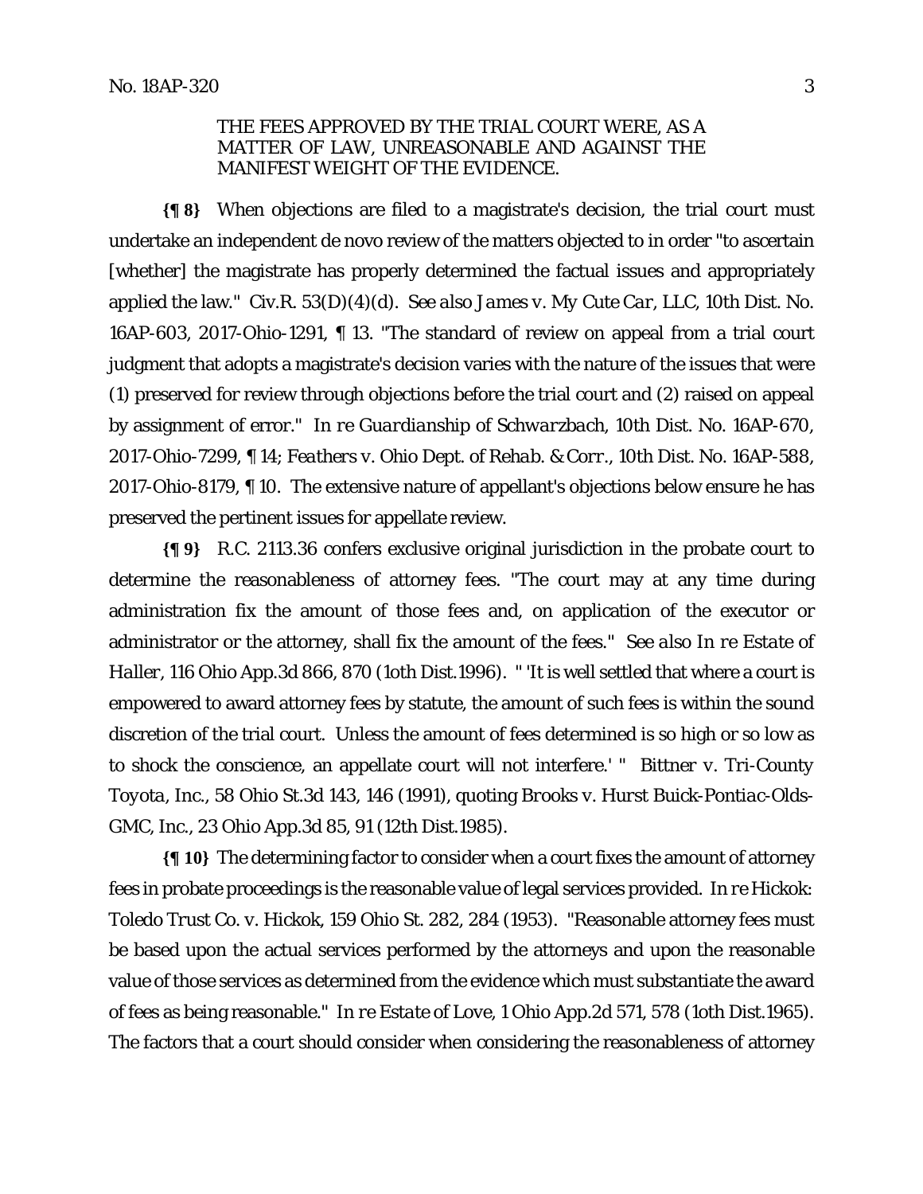THE FEES APPROVED BY THE TRIAL COURT WERE, AS A MATTER OF LAW, UNREASONABLE AND AGAINST THE MANIFEST WEIGHT OF THE EVIDENCE.

**{¶ 8}** When objections are filed to a magistrate's decision, the trial court must undertake an independent de novo review of the matters objected to in order "to ascertain [whether] the magistrate has properly determined the factual issues and appropriately applied the law." Civ.R. 53(D)(4)(d). *See also James v. My Cute Car, LLC*, 10th Dist. No. 16AP-603, 2017-Ohio-1291, ¶ 13. "The standard of review on appeal from a trial court judgment that adopts a magistrate's decision varies with the nature of the issues that were (1) preserved for review through objections before the trial court and (2) raised on appeal by assignment of error." *In re Guardianship of Schwarzbach*, 10th Dist. No. 16AP-670, 2017-Ohio-7299, ¶ 14; *Feathers v. Ohio Dept. of Rehab. & Corr.*, 10th Dist. No. 16AP-588, 2017-Ohio-8179, ¶ 10. The extensive nature of appellant's objections below ensure he has preserved the pertinent issues for appellate review.

**{¶ 9}** R.C. 2113.36 confers exclusive original jurisdiction in the probate court to determine the reasonableness of attorney fees. "The court may at any time during administration fix the amount of those fees and, on application of the executor or administrator or the attorney, shall fix the amount of the fees." *See also In re Estate of Haller*, 116 Ohio App.3d 866, 870 (10th Dist.1996). " 'It is well settled that where a court is empowered to award attorney fees by statute, the amount of such fees is within the sound discretion of the trial court. Unless the amount of fees determined is so high or so low as to shock the conscience, an appellate court will not interfere.' " *Bittner v. Tri-County Toyota, Inc.*, 58 Ohio St.3d 143, 146 (1991), quoting *Brooks v. Hurst Buick-Pontiac-Olds-GMC, Inc.*, 23 Ohio App.3d 85, 91 (12th Dist.1985).

**{¶ 10}** The determining factor to consider when a court fixes the amount of attorney fees in probate proceedings is the reasonable value of legal services provided. *In re Hickok: Toledo Trust Co. v. Hickok*, 159 Ohio St. 282, 284 (1953). "Reasonable attorney fees must be based upon the actual services performed by the attorneys and upon the reasonable value of those services as determined from the evidence which must substantiate the award of fees as being reasonable." *In re Estate of Love*, 1 Ohio App.2d 571, 578 (10th Dist.1965). The factors that a court should consider when considering the reasonableness of attorney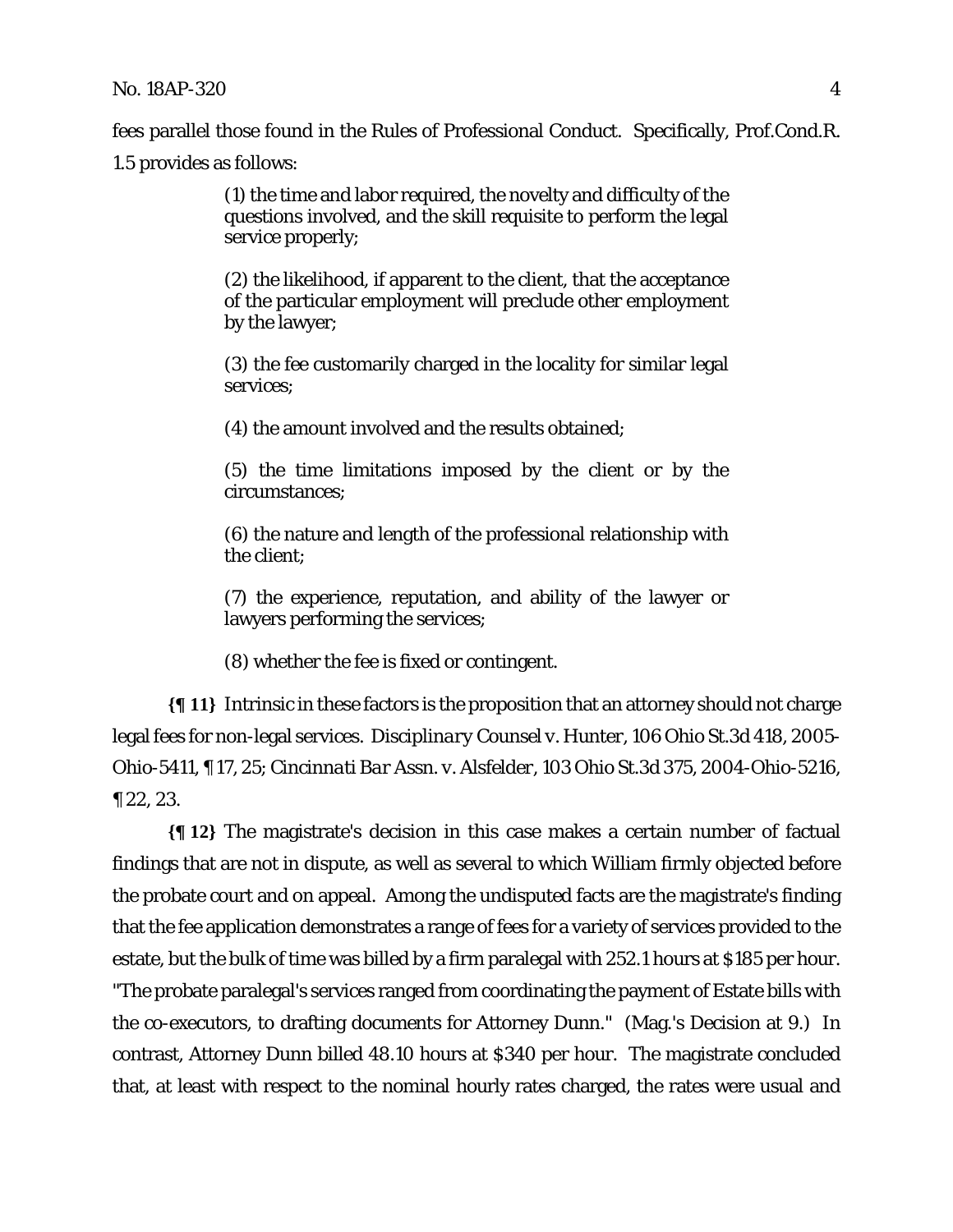fees parallel those found in the Rules of Professional Conduct. Specifically, Prof.Cond.R. 1.5 provides as follows:

> (1) the time and labor required, the novelty and difficulty of the questions involved, and the skill requisite to perform the legal service properly;
>
> (2) the likelihood, if apparent to the client, that the acceptance of the particular employment will preclude other employment by the lawyer;
>
> (3) the fee customarily charged in the locality for similar legal services;
>
> (4) the amount involved and the results obtained;
>
> (5) the time limitations imposed by the client or by the circumstances;
>
> (6) the nature and length of the professional relationship with the client;
>
> (7) the experience, reputation, and ability of the lawyer or lawyers performing the services;
>
> (8) whether the fee is fixed or contingent.

**{¶ 11}** Intrinsic in these factors is the proposition that an attorney should not charge legal fees for non-legal services. *Disciplinary Counsel v. Hunter*, 106 Ohio St.3d 418, 2005-Ohio-5411, ¶ 17, 25; *Cincinnati Bar Assn. v. Alsfelder*, 103 Ohio St.3d 375, 2004-Ohio-5216, ¶ 22, 23.

**{¶ 12}** The magistrate's decision in this case makes a certain number of factual findings that are not in dispute, as well as several to which William firmly objected before the probate court and on appeal. Among the undisputed facts are the magistrate's finding that the fee application demonstrates a range of fees for a variety of services provided to the estate, but the bulk of time was billed by a firm paralegal with 252.1 hours at $185 per hour. "The probate paralegal's services ranged from coordinating the payment of Estate bills with the co-executors, to drafting documents for Attorney Dunn." (Mag.'s Decision at 9.) In contrast, Attorney Dunn billed 48.10 hours at $340 per hour. The magistrate concluded that, at least with respect to the nominal hourly rates charged, the rates were usual and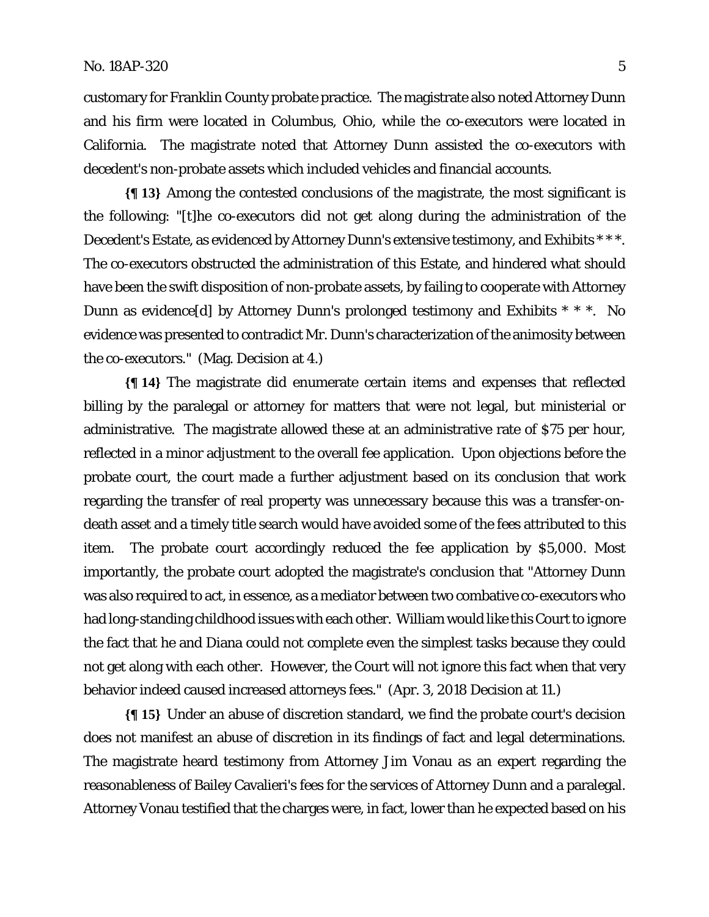customary for Franklin County probate practice. The magistrate also noted Attorney Dunn and his firm were located in Columbus, Ohio, while the co-executors were located in California. The magistrate noted that Attorney Dunn assisted the co-executors with decedent's non-probate assets which included vehicles and financial accounts.

**{¶ 13}** Among the contested conclusions of the magistrate, the most significant is the following: "[t]he co-executors did not get along during the administration of the Decedent's Estate, as evidenced by Attorney Dunn's extensive testimony, and Exhibits * * *. The co-executors obstructed the administration of this Estate, and hindered what should have been the swift disposition of non-probate assets, by failing to cooperate with Attorney Dunn as evidence[d] by Attorney Dunn's prolonged testimony and Exhibits * * *. No evidence was presented to contradict Mr. Dunn's characterization of the animosity between the co-executors." (Mag. Decision at 4.)

**{¶ 14}** The magistrate did enumerate certain items and expenses that reflected billing by the paralegal or attorney for matters that were not legal, but ministerial or administrative. The magistrate allowed these at an administrative rate of $75 per hour, reflected in a minor adjustment to the overall fee application. Upon objections before the probate court, the court made a further adjustment based on its conclusion that work regarding the transfer of real property was unnecessary because this was a transfer-on-death asset and a timely title search would have avoided some of the fees attributed to this item. The probate court accordingly reduced the fee application by $5,000. Most importantly, the probate court adopted the magistrate's conclusion that "Attorney Dunn was also required to act, in essence, as a mediator between two combative co-executors who had long-standing childhood issues with each other. William would like this Court to ignore the fact that he and Diana could not complete even the simplest tasks because they could not get along with each other. However, the Court will not ignore this fact when that very behavior indeed caused increased attorneys fees." (Apr. 3, 2018 Decision at 11.)

**{¶ 15}** Under an abuse of discretion standard, we find the probate court's decision does not manifest an abuse of discretion in its findings of fact and legal determinations. The magistrate heard testimony from Attorney Jim Vonau as an expert regarding the reasonableness of Bailey Cavalieri's fees for the services of Attorney Dunn and a paralegal. Attorney Vonau testified that the charges were, in fact, lower than he expected based on his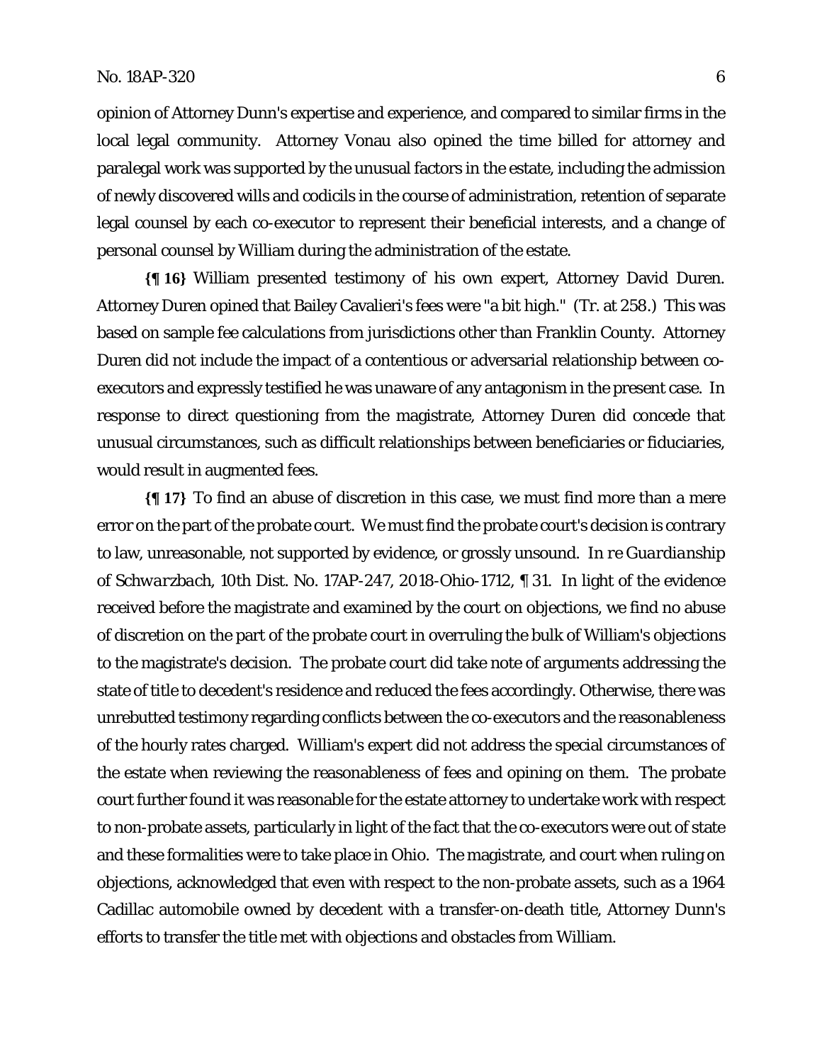opinion of Attorney Dunn's expertise and experience, and compared to similar firms in the local legal community. Attorney Vonau also opined the time billed for attorney and paralegal work was supported by the unusual factors in the estate, including the admission of newly discovered wills and codicils in the course of administration, retention of separate legal counsel by each co-executor to represent their beneficial interests, and a change of personal counsel by William during the administration of the estate.

**{¶ 16}** William presented testimony of his own expert, Attorney David Duren. Attorney Duren opined that Bailey Cavalieri's fees were "a bit high." (Tr. at 258.) This was based on sample fee calculations from jurisdictions other than Franklin County. Attorney Duren did not include the impact of a contentious or adversarial relationship between co-executors and expressly testified he was unaware of any antagonism in the present case. In response to direct questioning from the magistrate, Attorney Duren did concede that unusual circumstances, such as difficult relationships between beneficiaries or fiduciaries, would result in augmented fees.

**{¶ 17}** To find an abuse of discretion in this case, we must find more than a mere error on the part of the probate court. We must find the probate court's decision is contrary to law, unreasonable, not supported by evidence, or grossly unsound. *In re Guardianship of Schwarzbach*, 10th Dist. No. 17AP-247, 2018-Ohio-1712, ¶ 31. In light of the evidence received before the magistrate and examined by the court on objections, we find no abuse of discretion on the part of the probate court in overruling the bulk of William's objections to the magistrate's decision. The probate court did take note of arguments addressing the state of title to decedent's residence and reduced the fees accordingly. Otherwise, there was unrebutted testimony regarding conflicts between the co-executors and the reasonableness of the hourly rates charged. William's expert did not address the special circumstances of the estate when reviewing the reasonableness of fees and opining on them. The probate court further found it was reasonable for the estate attorney to undertake work with respect to non-probate assets, particularly in light of the fact that the co-executors were out of state and these formalities were to take place in Ohio. The magistrate, and court when ruling on objections, acknowledged that even with respect to the non-probate assets, such as a 1964 Cadillac automobile owned by decedent with a transfer-on-death title, Attorney Dunn's efforts to transfer the title met with objections and obstacles from William.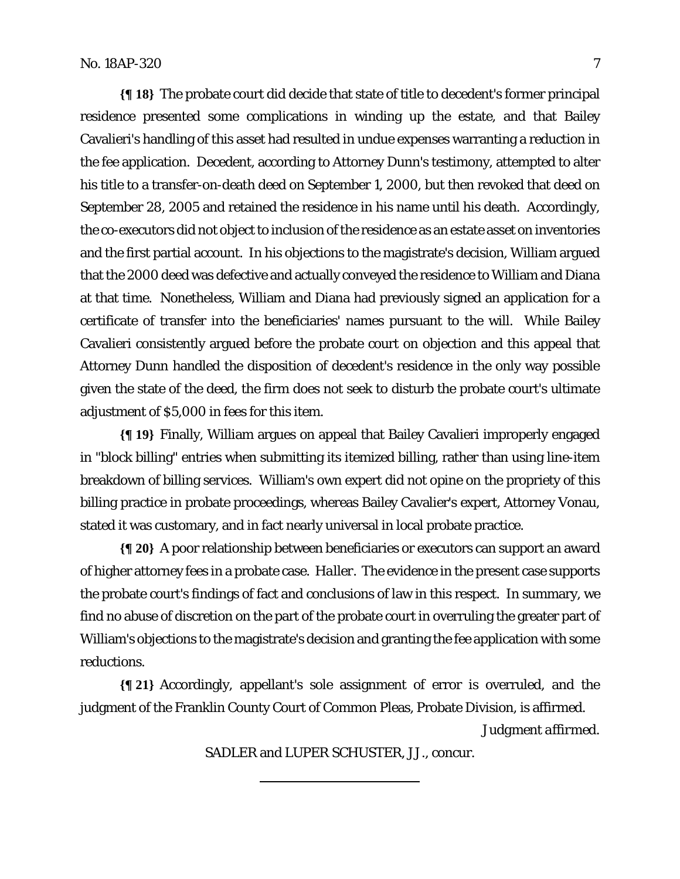**{¶ 18}** The probate court did decide that state of title to decedent's former principal residence presented some complications in winding up the estate, and that Bailey Cavalieri's handling of this asset had resulted in undue expenses warranting a reduction in the fee application. Decedent, according to Attorney Dunn's testimony, attempted to alter his title to a transfer-on-death deed on September 1, 2000, but then revoked that deed on September 28, 2005 and retained the residence in his name until his death. Accordingly, the co-executors did not object to inclusion of the residence as an estate asset on inventories and the first partial account. In his objections to the magistrate's decision, William argued that the 2000 deed was defective and actually conveyed the residence to William and Diana at that time. Nonetheless, William and Diana had previously signed an application for a certificate of transfer into the beneficiaries' names pursuant to the will. While Bailey Cavalieri consistently argued before the probate court on objection and this appeal that Attorney Dunn handled the disposition of decedent's residence in the only way possible given the state of the deed, the firm does not seek to disturb the probate court's ultimate adjustment of $5,000 in fees for this item.

**{¶ 19}** Finally, William argues on appeal that Bailey Cavalieri improperly engaged in "block billing" entries when submitting its itemized billing, rather than using line-item breakdown of billing services. William's own expert did not opine on the propriety of this billing practice in probate proceedings, whereas Bailey Cavalier's expert, Attorney Vonau, stated it was customary, and in fact nearly universal in local probate practice.

**{¶ 20}** A poor relationship between beneficiaries or executors can support an award of higher attorney fees in a probate case. *Haller*. The evidence in the present case supports the probate court's findings of fact and conclusions of law in this respect. In summary, we find no abuse of discretion on the part of the probate court in overruling the greater part of William's objections to the magistrate's decision and granting the fee application with some reductions.

**{¶ 21}** Accordingly, appellant's sole assignment of error is overruled, and the judgment of the Franklin County Court of Common Pleas, Probate Division, is affirmed.

*Judgment affirmed.*

SADLER and LUPER SCHUSTER, JJ., concur.